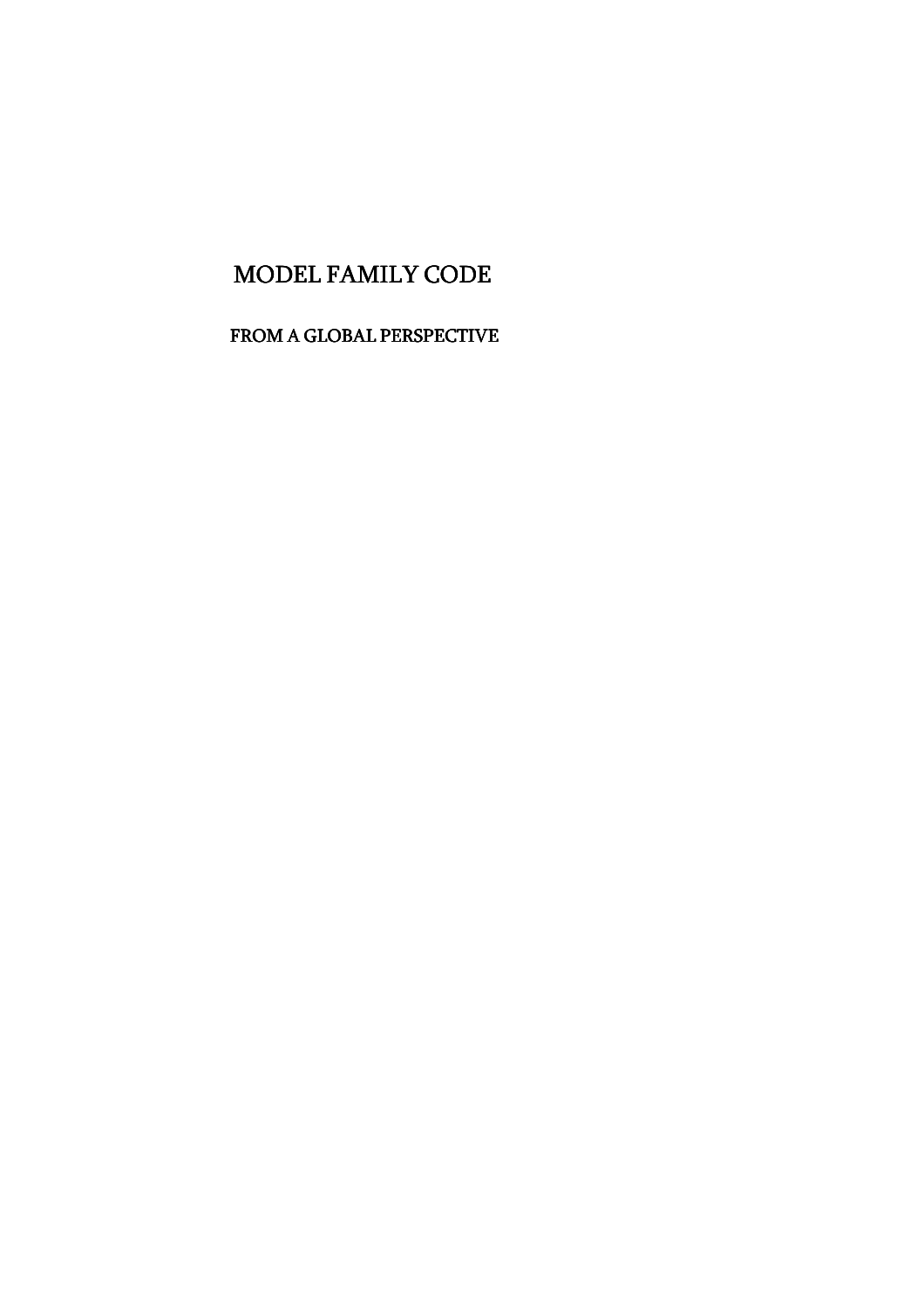# MODEL FAMILY CODE

## FROM A GLOBAL PERSPECTIVE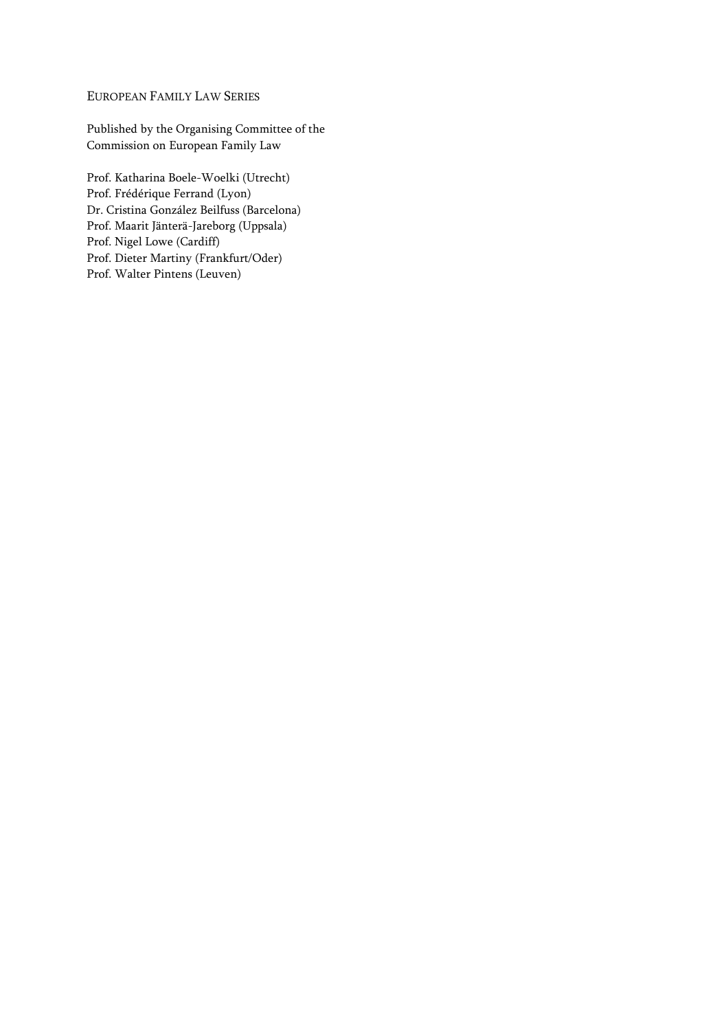EUROPEAN FAMILY LAW SERIES

Published by the Organising Committee of the Commission on European Family Law

Prof. Katharina Boele-Woelki (Utrecht)
Prof. Frédérique Ferrand (Lyon)
Dr. Cristina González Beilfuss (Barcelona)
Prof. Maarit Jänterä-Jareborg (Uppsala)
Prof. Nigel Lowe (Cardiff)
Prof. Dieter Martiny (Frankfurt/Oder)
Prof. Walter Pintens (Leuven)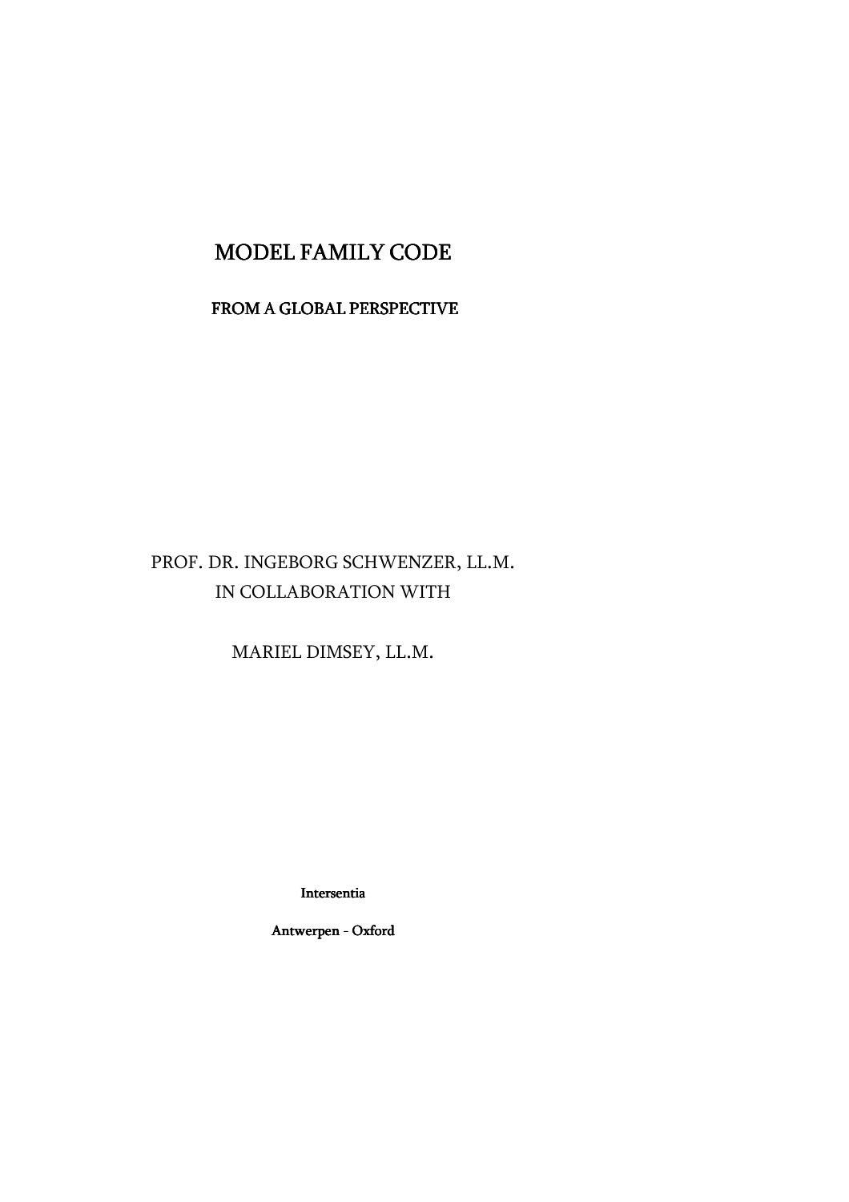# MODEL FAMILY CODE

## FROM A GLOBAL PERSPECTIVE

PROF. DR. INGEBORG SCHWENZER, LL.M.
IN COLLABORATION WITH

MARIEL DIMSEY, LL.M.

Intersentia

Antwerpen - Oxford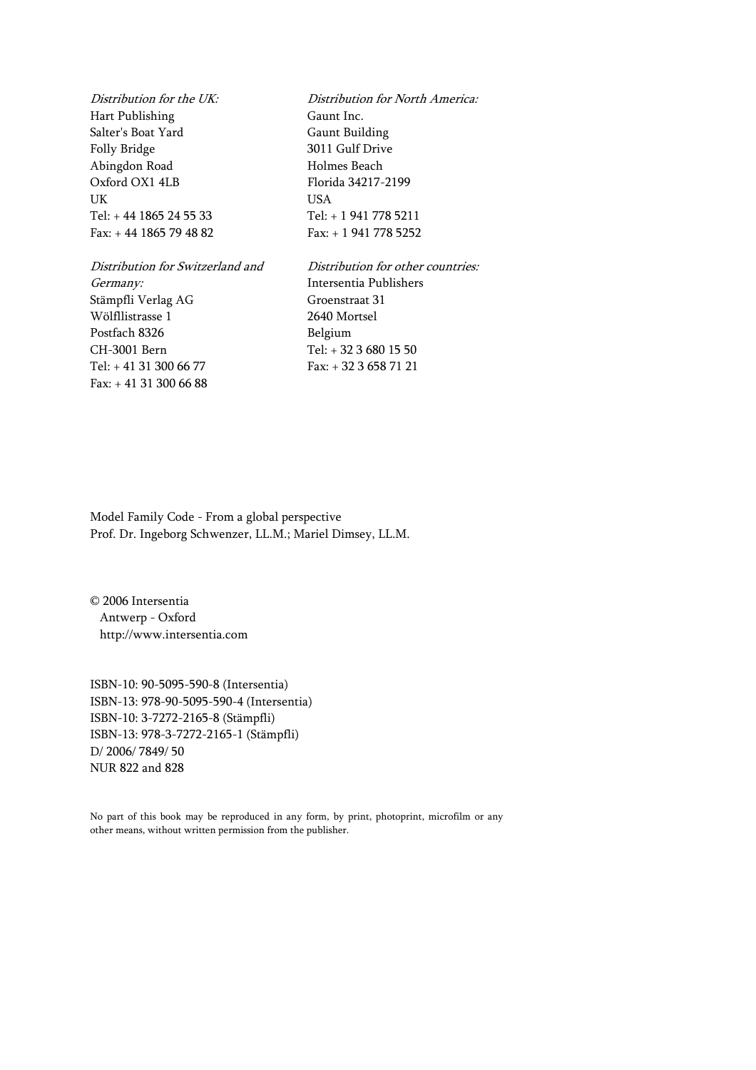*Distribution for the UK:*
Hart Publishing
Salter's Boat Yard
Folly Bridge
Abingdon Road
Oxford OX1 4LB
UK
Tel: + 44 1865 24 55 33
Fax: + 44 1865 79 48 82

*Distribution for North America:*
Gaunt Inc.
Gaunt Building
3011 Gulf Drive
Holmes Beach
Florida 34217-2199
USA
Tel: + 1 941 778 5211
Fax: + 1 941 778 5252

*Distribution for Switzerland and Germany:*
Stämpfli Verlag AG
Wölfllistrasse 1
Postfach 8326
CH-3001 Bern
Tel: + 41 31 300 66 77
Fax: + 41 31 300 66 88

*Distribution for other countries:*
Intersentia Publishers
Groenstraat 31
2640 Mortsel
Belgium
Tel: + 32 3 680 15 50
Fax: + 32 3 658 71 21

Model Family Code - From a global perspective
Prof. Dr. Ingeborg Schwenzer, LL.M.; Mariel Dimsey, LL.M.

© 2006 Intersentia
Antwerp - Oxford
http://www.intersentia.com

ISBN-10: 90-5095-590-8 (Intersentia)
ISBN-13: 978-90-5095-590-4 (Intersentia)
ISBN-10: 3-7272-2165-8 (Stämpfli)
ISBN-13: 978-3-7272-2165-1 (Stämpfli)
D/ 2006/ 7849/ 50
NUR 822 and 828

No part of this book may be reproduced in any form, by print, photoprint, microfilm or any other means, without written permission from the publisher.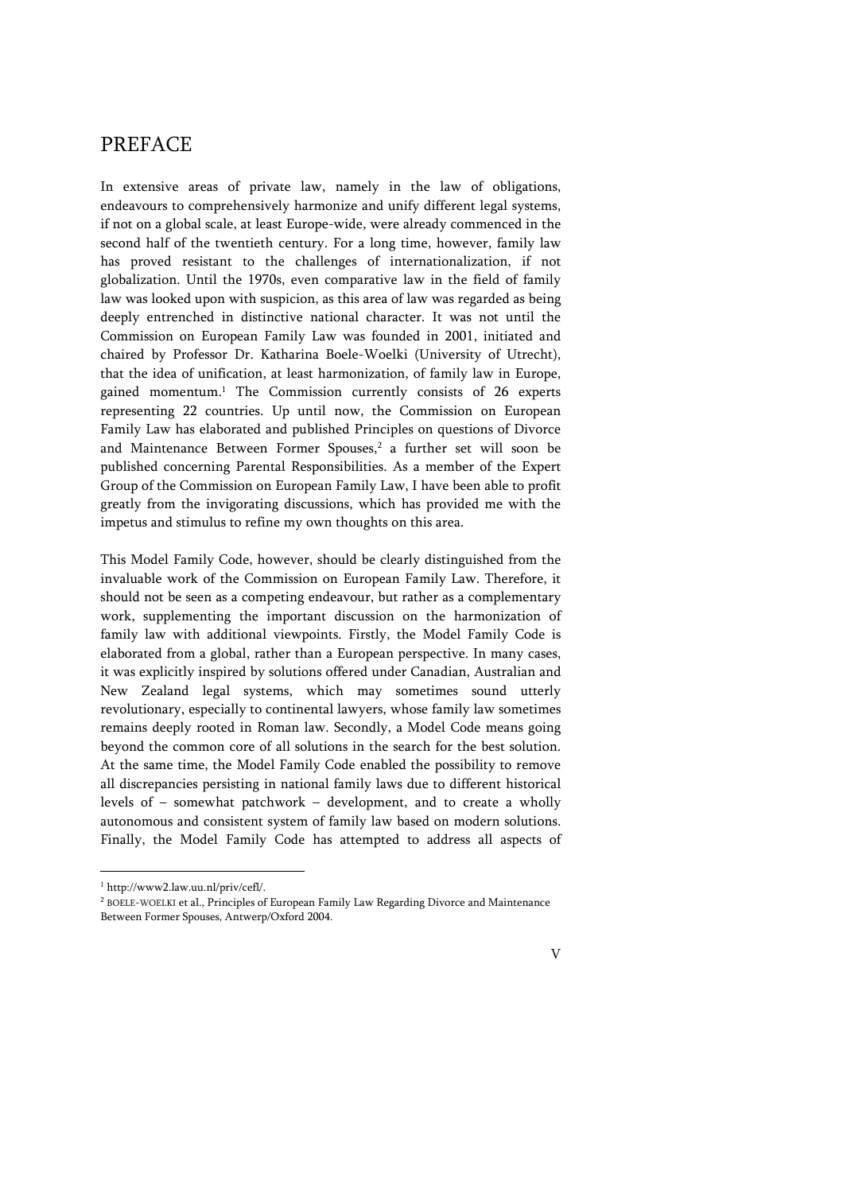# PREFACE

In extensive areas of private law, namely in the law of obligations, endeavours to comprehensively harmonize and unify different legal systems, if not on a global scale, at least Europe-wide, were already commenced in the second half of the twentieth century. For a long time, however, family law has proved resistant to the challenges of internationalization, if not globalization. Until the 1970s, even comparative law in the field of family law was looked upon with suspicion, as this area of law was regarded as being deeply entrenched in distinctive national character. It was not until the Commission on European Family Law was founded in 2001, initiated and chaired by Professor Dr. Katharina Boele-Woelki (University of Utrecht), that the idea of unification, at least harmonization, of family law in Europe, gained momentum.[1] The Commission currently consists of 26 experts representing 22 countries. Up until now, the Commission on European Family Law has elaborated and published Principles on questions of Divorce and Maintenance Between Former Spouses,[2] a further set will soon be published concerning Parental Responsibilities. As a member of the Expert Group of the Commission on European Family Law, I have been able to profit greatly from the invigorating discussions, which has provided me with the impetus and stimulus to refine my own thoughts on this area.

This Model Family Code, however, should be clearly distinguished from the invaluable work of the Commission on European Family Law. Therefore, it should not be seen as a competing endeavour, but rather as a complementary work, supplementing the important discussion on the harmonization of family law with additional viewpoints. Firstly, the Model Family Code is elaborated from a global, rather than a European perspective. In many cases, it was explicitly inspired by solutions offered under Canadian, Australian and New Zealand legal systems, which may sometimes sound utterly revolutionary, especially to continental lawyers, whose family law sometimes remains deeply rooted in Roman law. Secondly, a Model Code means going beyond the common core of all solutions in the search for the best solution. At the same time, the Model Family Code enabled the possibility to remove all discrepancies persisting in national family laws due to different historical levels of – somewhat patchwork – development, and to create a wholly autonomous and consistent system of family law based on modern solutions. Finally, the Model Family Code has attempted to address all aspects of

[1] http://www2.law.uu.nl/priv/cefl/.

[2] BOELE-WOELKI et al., Principles of European Family Law Regarding Divorce and Maintenance Between Former Spouses, Antwerp/Oxford 2004.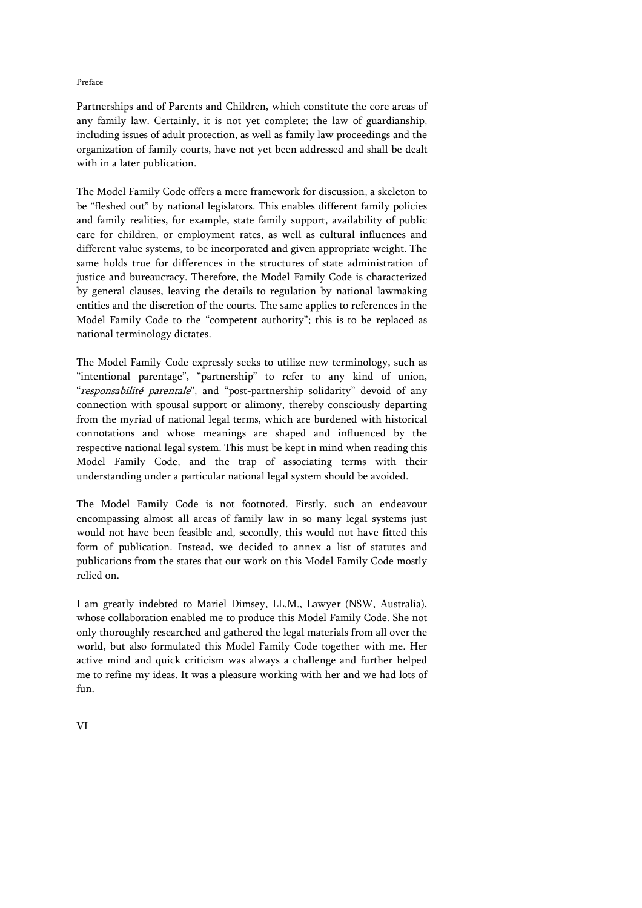Partnerships and of Parents and Children, which constitute the core areas of any family law. Certainly, it is not yet complete; the law of guardianship, including issues of adult protection, as well as family law proceedings and the organization of family courts, have not yet been addressed and shall be dealt with in a later publication.

The Model Family Code offers a mere framework for discussion, a skeleton to be "fleshed out" by national legislators. This enables different family policies and family realities, for example, state family support, availability of public care for children, or employment rates, as well as cultural influences and different value systems, to be incorporated and given appropriate weight. The same holds true for differences in the structures of state administration of justice and bureaucracy. Therefore, the Model Family Code is characterized by general clauses, leaving the details to regulation by national lawmaking entities and the discretion of the courts. The same applies to references in the Model Family Code to the "competent authority"; this is to be replaced as national terminology dictates.

The Model Family Code expressly seeks to utilize new terminology, such as "intentional parentage", "partnership" to refer to any kind of union, "*responsabilité parentale*", and "post-partnership solidarity" devoid of any connection with spousal support or alimony, thereby consciously departing from the myriad of national legal terms, which are burdened with historical connotations and whose meanings are shaped and influenced by the respective national legal system. This must be kept in mind when reading this Model Family Code, and the trap of associating terms with their understanding under a particular national legal system should be avoided.

The Model Family Code is not footnoted. Firstly, such an endeavour encompassing almost all areas of family law in so many legal systems just would not have been feasible and, secondly, this would not have fitted this form of publication. Instead, we decided to annex a list of statutes and publications from the states that our work on this Model Family Code mostly relied on.

I am greatly indebted to Mariel Dimsey, LL.M., Lawyer (NSW, Australia), whose collaboration enabled me to produce this Model Family Code. She not only thoroughly researched and gathered the legal materials from all over the world, but also formulated this Model Family Code together with me. Her active mind and quick criticism was always a challenge and further helped me to refine my ideas. It was a pleasure working with her and we had lots of fun.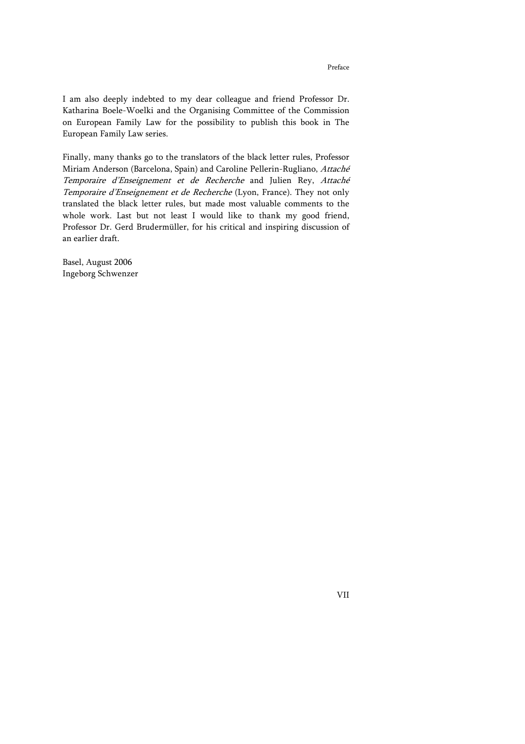I am also deeply indebted to my dear colleague and friend Professor Dr. Katharina Boele-Woelki and the Organising Committee of the Commission on European Family Law for the possibility to publish this book in The European Family Law series.

Finally, many thanks go to the translators of the black letter rules, Professor Miriam Anderson (Barcelona, Spain) and Caroline Pellerin-Rugliano, *Attaché Temporaire d'Enseignement et de Recherche* and Julien Rey, *Attaché Temporaire d'Enseignement et de Recherche* (Lyon, France). They not only translated the black letter rules, but made most valuable comments to the whole work. Last but not least I would like to thank my good friend, Professor Dr. Gerd Brudermüller, for his critical and inspiring discussion of an earlier draft.

Basel, August 2006
Ingeborg Schwenzer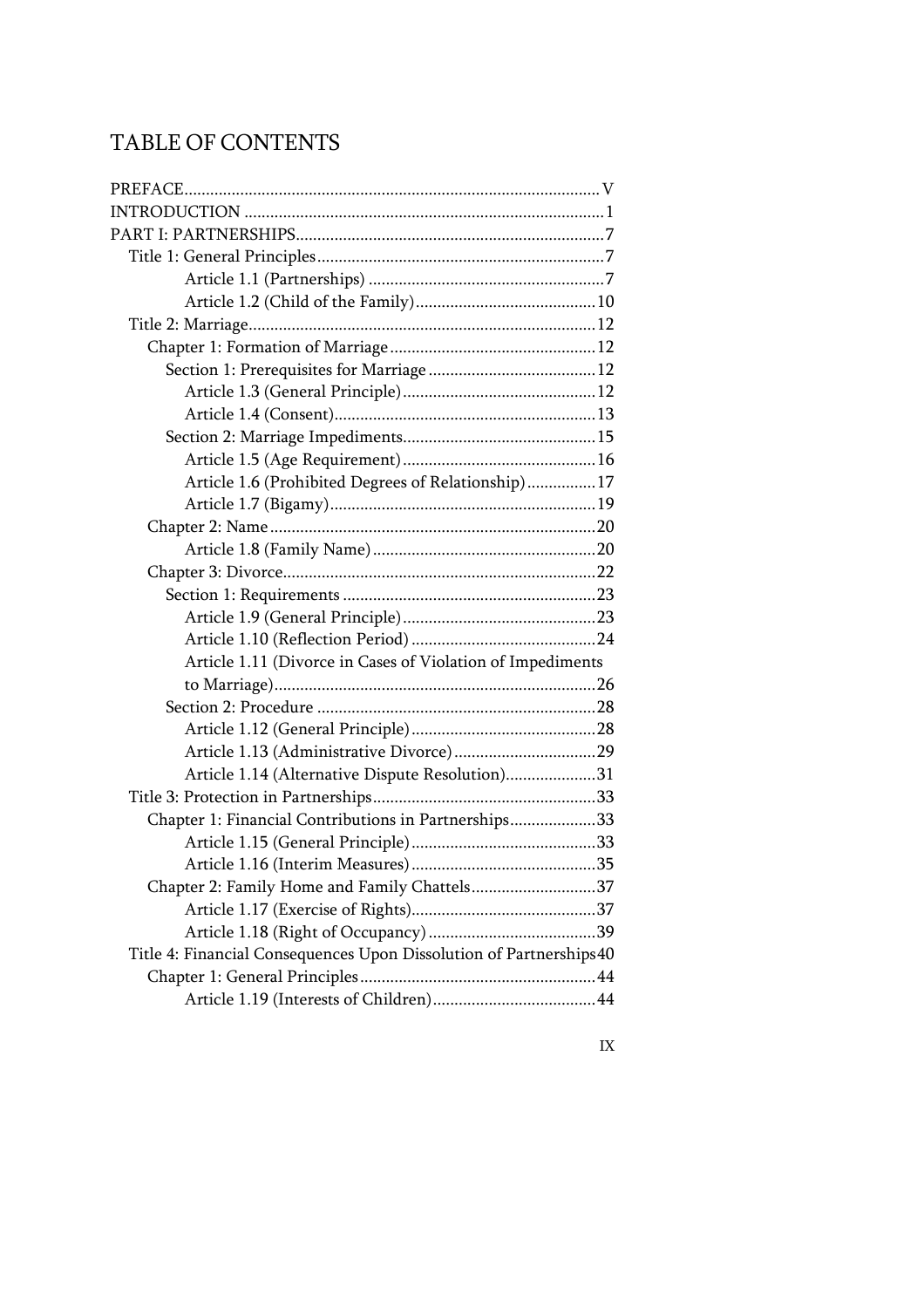# TABLE OF CONTENTS

- PREFACE .......... V
- INTRODUCTION .......... 1
- PART I: PARTNERSHIPS .......... 7
  - Title 1: General Principles .......... 7
    - Article 1.1 (Partnerships) .......... 7
    - Article 1.2 (Child of the Family) .......... 10
  - Title 2: Marriage .......... 12
    - Chapter 1: Formation of Marriage .......... 12
      - Section 1: Prerequisites for Marriage .......... 12
        - Article 1.3 (General Principle) .......... 12
        - Article 1.4 (Consent) .......... 13
      - Section 2: Marriage Impediments .......... 15
        - Article 1.5 (Age Requirement) .......... 16
        - Article 1.6 (Prohibited Degrees of Relationship) .......... 17
        - Article 1.7 (Bigamy) .......... 19
    - Chapter 2: Name .......... 20
      - Article 1.8 (Family Name) .......... 20
    - Chapter 3: Divorce .......... 22
      - Section 1: Requirements .......... 23
        - Article 1.9 (General Principle) .......... 23
        - Article 1.10 (Reflection Period) .......... 24
        - Article 1.11 (Divorce in Cases of Violation of Impediments to Marriage) .......... 26
      - Section 2: Procedure .......... 28
        - Article 1.12 (General Principle) .......... 28
        - Article 1.13 (Administrative Divorce) .......... 29
        - Article 1.14 (Alternative Dispute Resolution) .......... 31
  - Title 3: Protection in Partnerships .......... 33
    - Chapter 1: Financial Contributions in Partnerships .......... 33
      - Article 1.15 (General Principle) .......... 33
      - Article 1.16 (Interim Measures) .......... 35
    - Chapter 2: Family Home and Family Chattels .......... 37
      - Article 1.17 (Exercise of Rights) .......... 37
      - Article 1.18 (Right of Occupancy) .......... 39
  - Title 4: Financial Consequences Upon Dissolution of Partnerships .......... 40
    - Chapter 1: General Principles .......... 44
      - Article 1.19 (Interests of Children) .......... 44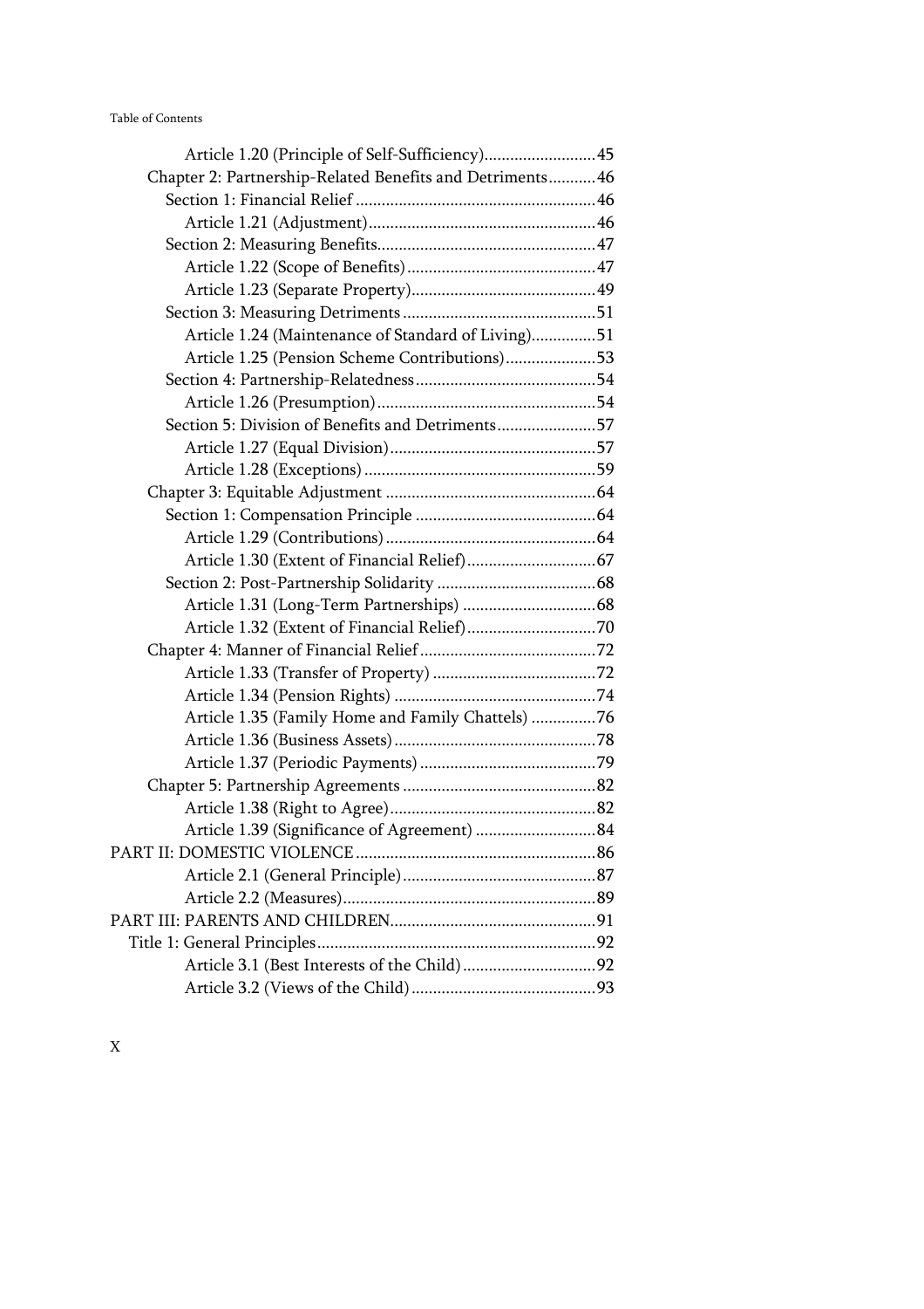Article 1.20 (Principle of Self-Sufficiency) ... 45

Chapter 2: Partnership-Related Benefits and Detriments ... 46

Section 1: Financial Relief ... 46

Article 1.21 (Adjustment) ... 46

Section 2: Measuring Benefits ... 47

Article 1.22 (Scope of Benefits) ... 47

Article 1.23 (Separate Property) ... 49

Section 3: Measuring Detriments ... 51

Article 1.24 (Maintenance of Standard of Living) ... 51

Article 1.25 (Pension Scheme Contributions) ... 53

Section 4: Partnership-Relatedness ... 54

Article 1.26 (Presumption) ... 54

Section 5: Division of Benefits and Detriments ... 57

Article 1.27 (Equal Division) ... 57

Article 1.28 (Exceptions) ... 59

Chapter 3: Equitable Adjustment ... 64

Section 1: Compensation Principle ... 64

Article 1.29 (Contributions) ... 64

Article 1.30 (Extent of Financial Relief) ... 67

Section 2: Post-Partnership Solidarity ... 68

Article 1.31 (Long-Term Partnerships) ... 68

Article 1.32 (Extent of Financial Relief) ... 70

Chapter 4: Manner of Financial Relief ... 72

Article 1.33 (Transfer of Property) ... 72

Article 1.34 (Pension Rights) ... 74

Article 1.35 (Family Home and Family Chattels) ... 76

Article 1.36 (Business Assets) ... 78

Article 1.37 (Periodic Payments) ... 79

Chapter 5: Partnership Agreements ... 82

Article 1.38 (Right to Agree) ... 82

Article 1.39 (Significance of Agreement) ... 84

PART II: DOMESTIC VIOLENCE ... 86

Article 2.1 (General Principle) ... 87

Article 2.2 (Measures) ... 89

PART III: PARENTS AND CHILDREN ... 91

Title 1: General Principles ... 92

Article 3.1 (Best Interests of the Child) ... 92

Article 3.2 (Views of the Child) ... 93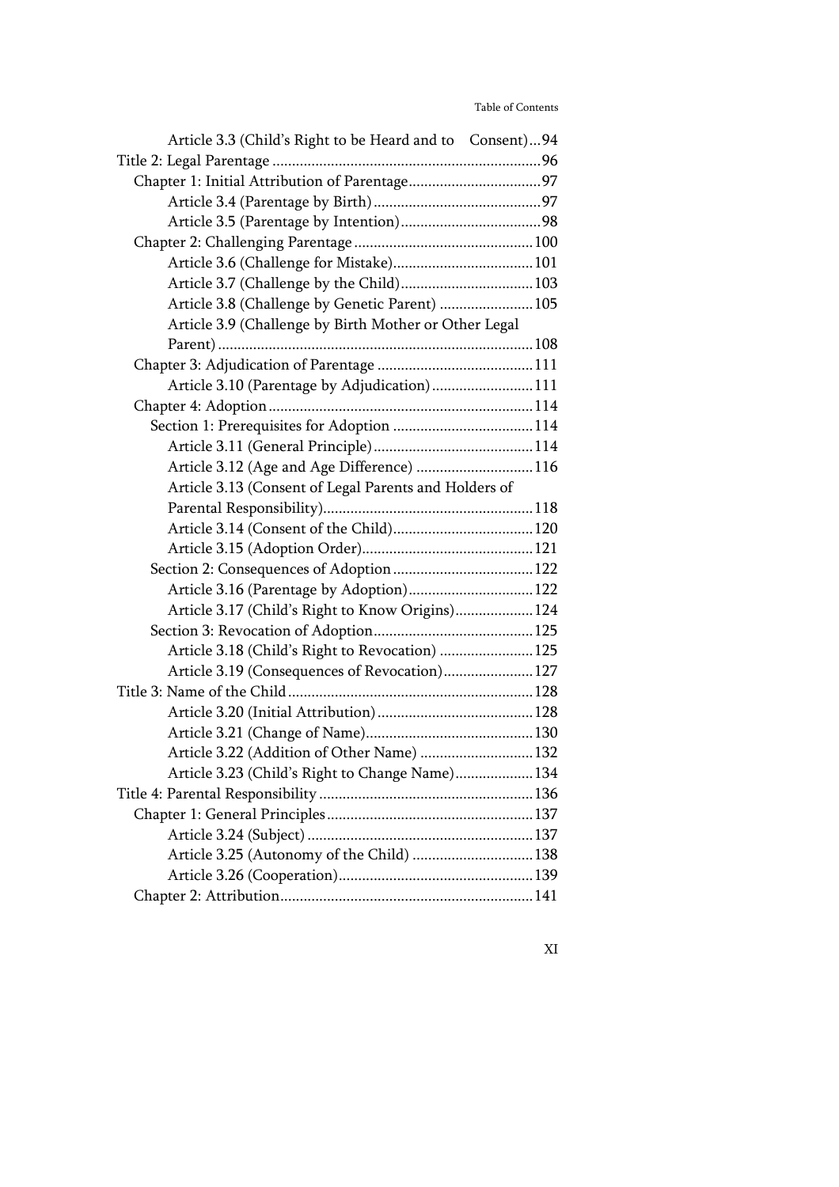Article 3.3 (Child's Right to be Heard and to Consent)...94

Title 2: Legal Parentage ....................................................................96

Chapter 1: Initial Attribution of Parentage..................................97

Article 3.4 (Parentage by Birth)...........................................97

Article 3.5 (Parentage by Intention)....................................98

Chapter 2: Challenging Parentage..............................................100

Article 3.6 (Challenge for Mistake)....................................101

Article 3.7 (Challenge by the Child)..................................103

Article 3.8 (Challenge by Genetic Parent) ........................105

Article 3.9 (Challenge by Birth Mother or Other Legal Parent)................................................................................108

Chapter 3: Adjudication of Parentage ........................................111

Article 3.10 (Parentage by Adjudication)..........................111

Chapter 4: Adoption...................................................................114

Section 1: Prerequisites for Adoption ....................................114

Article 3.11 (General Principle).........................................114

Article 3.12 (Age and Age Difference) ..............................116

Article 3.13 (Consent of Legal Parents and Holders of Parental Responsibility).....................................................118

Article 3.14 (Consent of the Child)....................................120

Article 3.15 (Adoption Order)............................................121

Section 2: Consequences of Adoption....................................122

Article 3.16 (Parentage by Adoption)................................122

Article 3.17 (Child's Right to Know Origins)....................124

Section 3: Revocation of Adoption.........................................125

Article 3.18 (Child's Right to Revocation) ........................125

Article 3.19 (Consequences of Revocation).......................127

Title 3: Name of the Child..............................................................128

Article 3.20 (Initial Attribution)........................................128

Article 3.21 (Change of Name)...........................................130

Article 3.22 (Addition of Other Name) .............................132

Article 3.23 (Child's Right to Change Name)....................134

Title 4: Parental Responsibility .......................................................136

Chapter 1: General Principles.....................................................137

Article 3.24 (Subject) ..........................................................137

Article 3.25 (Autonomy of the Child) ...............................138

Article 3.26 (Cooperation)..................................................139

Chapter 2: Attribution.................................................................141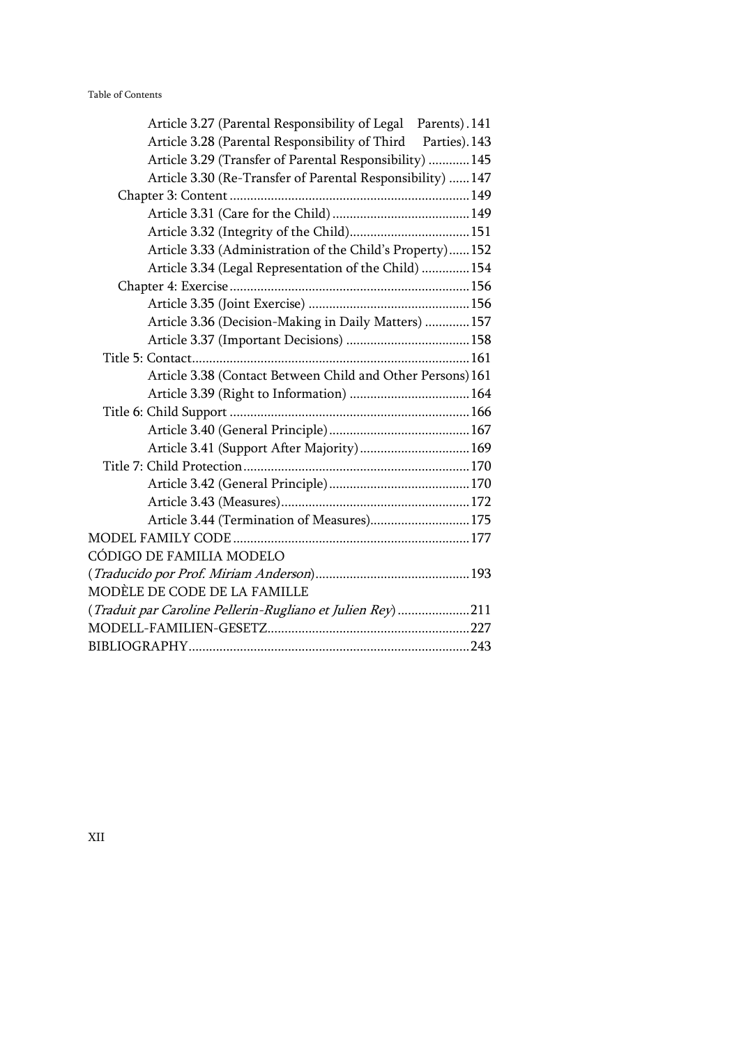Article 3.27 (Parental Responsibility of Legal Parents) . 141
Article 3.28 (Parental Responsibility of Third Parties) . 143
Article 3.29 (Transfer of Parental Responsibility) ............ 145
Article 3.30 (Re-Transfer of Parental Responsibility) ...... 147
Chapter 3: Content ..................................................................... 149
Article 3.31 (Care for the Child) ........................................ 149
Article 3.32 (Integrity of the Child)................................... 151
Article 3.33 (Administration of the Child's Property)...... 152
Article 3.34 (Legal Representation of the Child) .............. 154
Chapter 4: Exercise ..................................................................... 156
Article 3.35 (Joint Exercise) ............................................... 156
Article 3.36 (Decision-Making in Daily Matters) ............. 157
Article 3.37 (Important Decisions) .................................... 158
Title 5: Contact................................................................................ 161
Article 3.38 (Contact Between Child and Other Persons) 161
Article 3.39 (Right to Information) ................................... 164
Title 6: Child Support ..................................................................... 166
Article 3.40 (General Principle) ......................................... 167
Article 3.41 (Support After Majority) ................................ 169
Title 7: Child Protection .................................................................. 170
Article 3.42 (General Principle) ......................................... 170
Article 3.43 (Measures) ....................................................... 172
Article 3.44 (Termination of Measures)............................. 175
MODEL FAMILY CODE ..................................................................... 177
CÓDIGO DE FAMILIA MODELO
(*Traducido por Prof. Miriam Anderson*)............................................ 193
MODÈLE DE CODE DE LA FAMILLE
(*Traduit par Caroline Pellerin-Rugliano et Julien Rey*) ..................... 211
MODELL-FAMILIEN-GESETZ........................................................... 227
BIBLIOGRAPHY................................................................................ 243